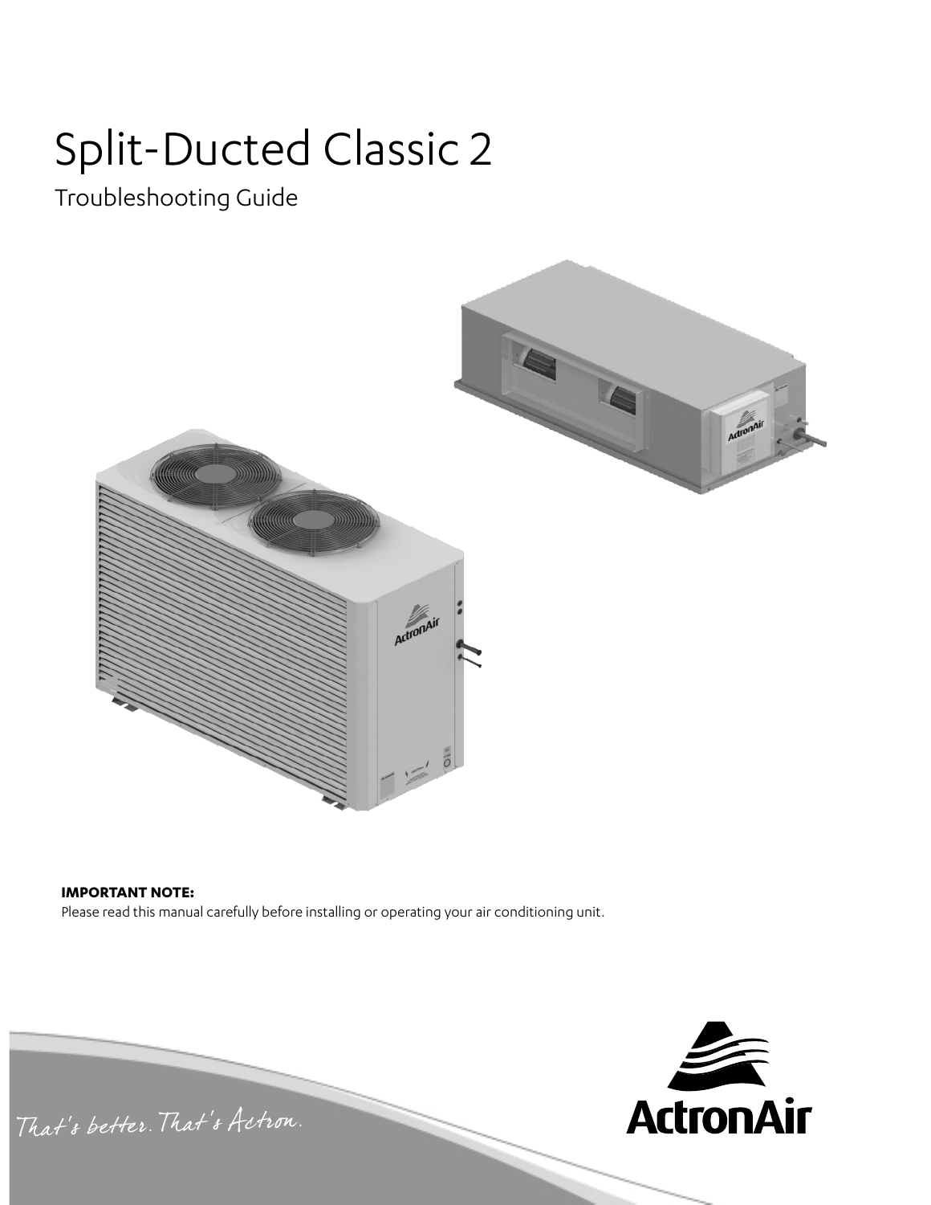# Split-Ducted Classic 2

## Troubleshooting Guide

**IMPORTANT NOTE:**
Please read this manual carefully before installing or operating your air conditioning unit.

*That's better. That's Actron.*

ActronAir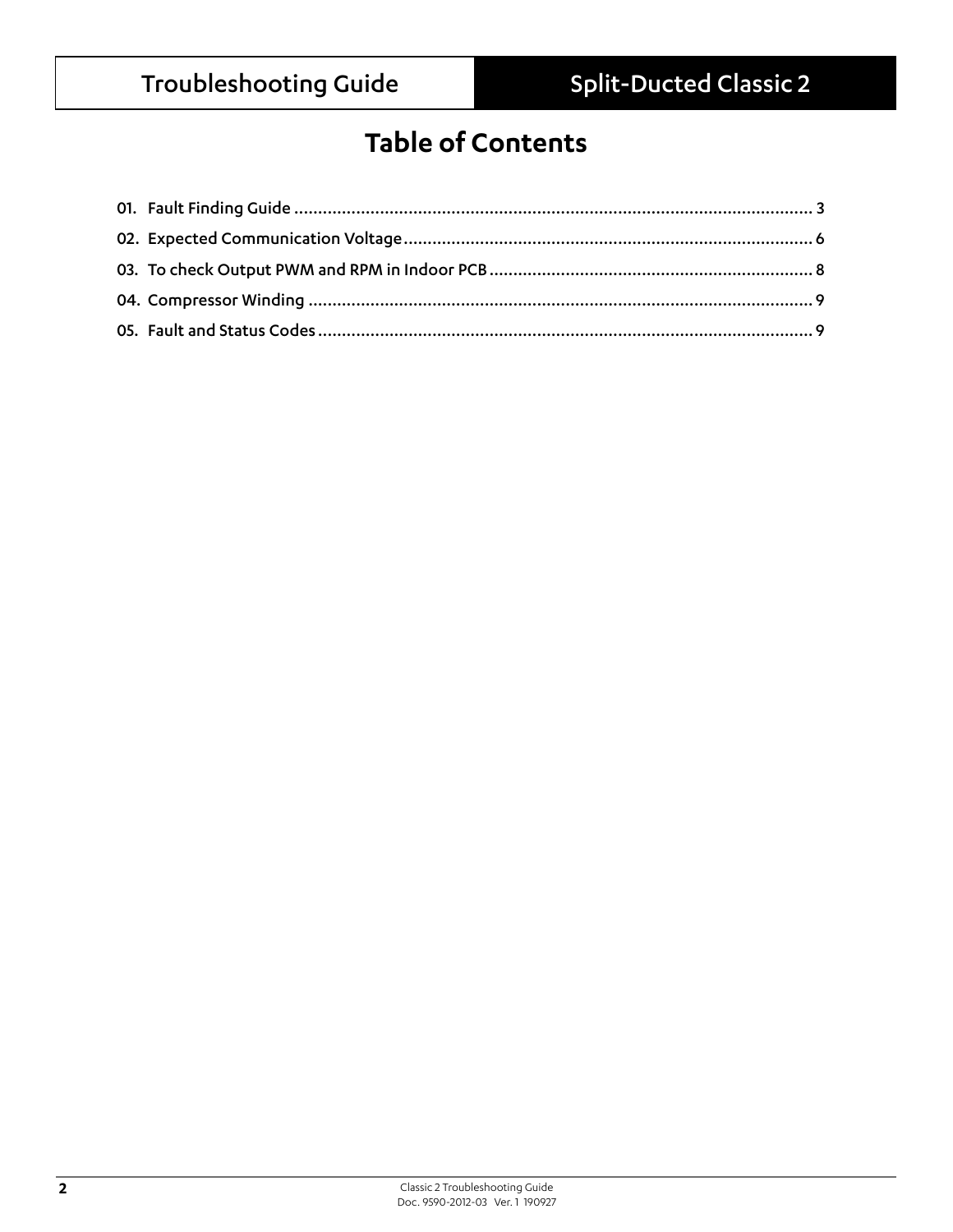# Table of Contents

01. Fault Finding Guide ........................................................................................................... 3
02. Expected Communication Voltage..................................................................................... 6
03. To check Output PWM and RPM in Indoor PCB .................................................................... 8
04. Compressor Winding ........................................................................................................ 9
05. Fault and Status Codes ...................................................................................................... 9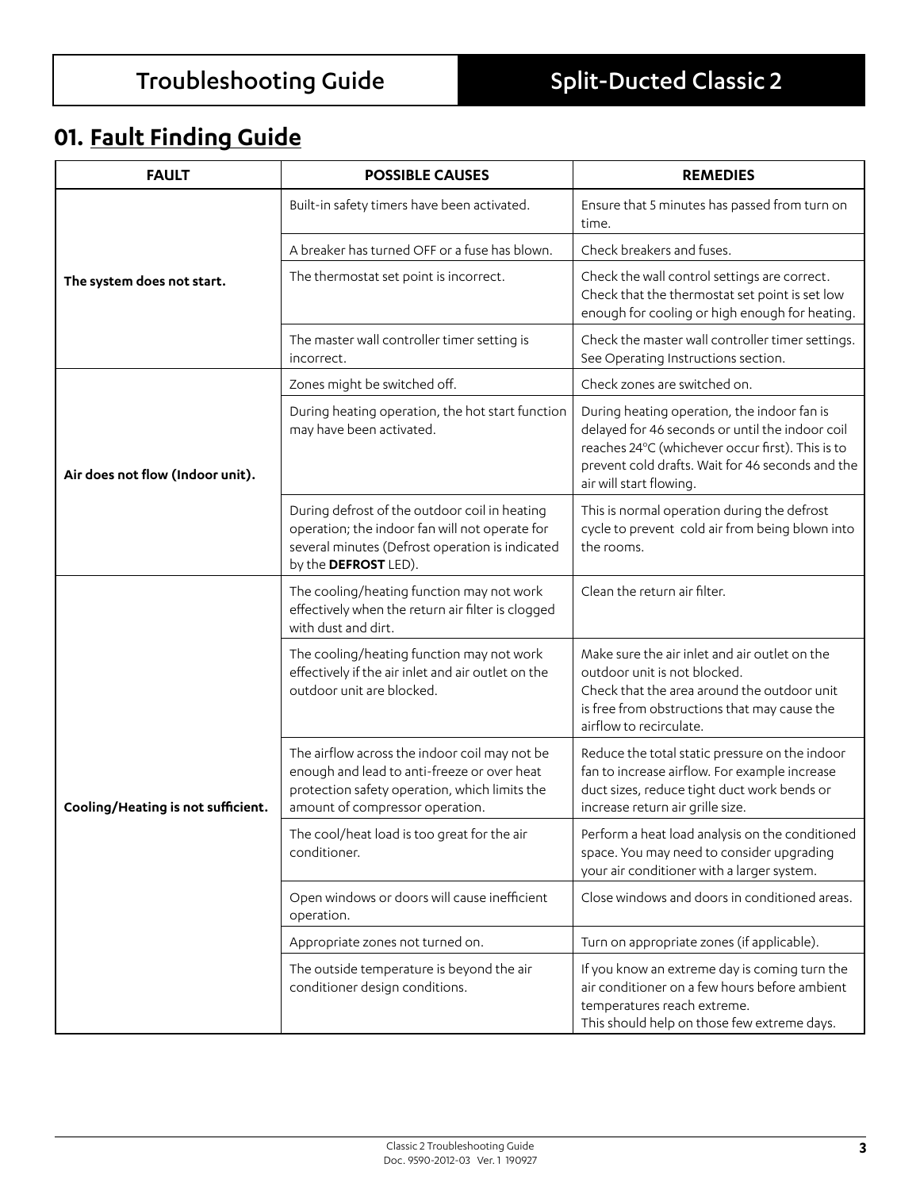## 01. Fault Finding Guide

| FAULT | POSSIBLE CAUSES | REMEDIES |
|---|---|---|
| **The system does not start.** | Built-in safety timers have been activated. | Ensure that 5 minutes has passed from turn on time. |
| | A breaker has turned OFF or a fuse has blown. | Check breakers and fuses. |
| | The thermostat set point is incorrect. | Check the wall control settings are correct. Check that the thermostat set point is set low enough for cooling or high enough for heating. |
| | The master wall controller timer setting is incorrect. | Check the master wall controller timer settings. See Operating Instructions section. |
| **Air does not flow (Indoor unit).** | Zones might be switched off. | Check zones are switched on. |
| | During heating operation, the hot start function may have been activated. | During heating operation, the indoor fan is delayed for 46 seconds or until the indoor coil reaches 24°C (whichever occur first). This is to prevent cold drafts. Wait for 46 seconds and the air will start flowing. |
| | During defrost of the outdoor coil in heating operation; the indoor fan will not operate for several minutes (Defrost operation is indicated by the **DEFROST** LED). | This is normal operation during the defrost cycle to prevent cold air from being blown into the rooms. |
| **Cooling/Heating is not sufficient.** | The cooling/heating function may not work effectively when the return air filter is clogged with dust and dirt. | Clean the return air filter. |
| | The cooling/heating function may not work effectively if the air inlet and air outlet on the outdoor unit are blocked. | Make sure the air inlet and air outlet on the outdoor unit is not blocked. Check that the area around the outdoor unit is free from obstructions that may cause the airflow to recirculate. |
| | The airflow across the indoor coil may not be enough and lead to anti-freeze or over heat protection safety operation, which limits the amount of compressor operation. | Reduce the total static pressure on the indoor fan to increase airflow. For example increase duct sizes, reduce tight duct work bends or increase return air grille size. |
| | The cool/heat load is too great for the air conditioner. | Perform a heat load analysis on the conditioned space. You may need to consider upgrading your air conditioner with a larger system. |
| | Open windows or doors will cause inefficient operation. | Close windows and doors in conditioned areas. |
| | Appropriate zones not turned on. | Turn on appropriate zones (if applicable). |
| | The outside temperature is beyond the air conditioner design conditions. | If you know an extreme day is coming turn the air conditioner on a few hours before ambient temperatures reach extreme. This should help on those few extreme days. |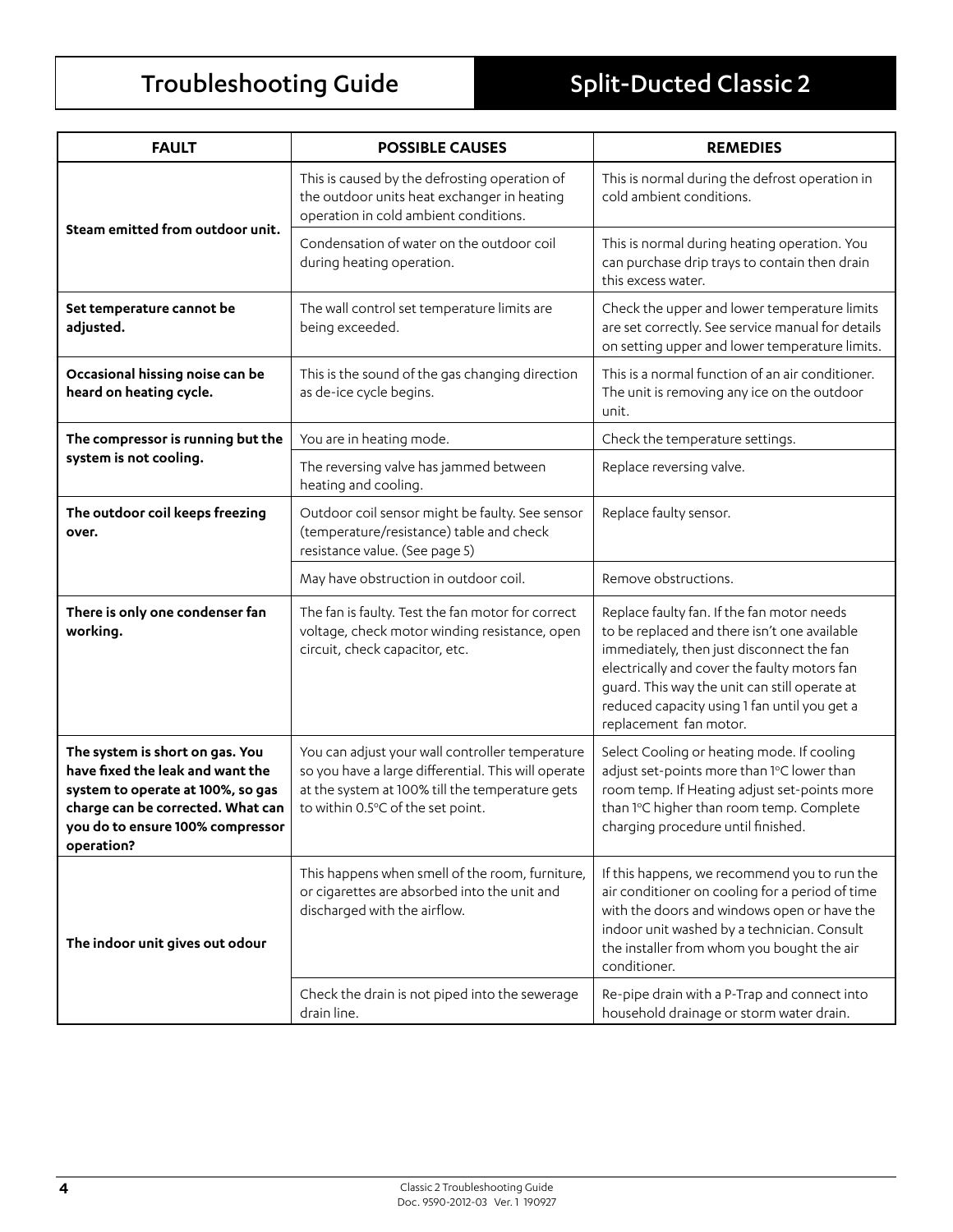# Troubleshooting Guide

## Split-Ducted Classic 2

| FAULT | POSSIBLE CAUSES | REMEDIES |
|---|---|---|
| **Steam emitted from outdoor unit.** | This is caused by the defrosting operation of the outdoor units heat exchanger in heating operation in cold ambient conditions. | This is normal during the defrost operation in cold ambient conditions. |
| | Condensation of water on the outdoor coil during heating operation. | This is normal during heating operation. You can purchase drip trays to contain then drain this excess water. |
| **Set temperature cannot be adjusted.** | The wall control set temperature limits are being exceeded. | Check the upper and lower temperature limits are set correctly. See service manual for details on setting upper and lower temperature limits. |
| **Occasional hissing noise can be heard on heating cycle.** | This is the sound of the gas changing direction as de-ice cycle begins. | This is a normal function of an air conditioner. The unit is removing any ice on the outdoor unit. |
| **The compressor is running but the system is not cooling.** | You are in heating mode. | Check the temperature settings. |
| | The reversing valve has jammed between heating and cooling. | Replace reversing valve. |
| **The outdoor coil keeps freezing over.** | Outdoor coil sensor might be faulty. See sensor (temperature/resistance) table and check resistance value. (See page 5) | Replace faulty sensor. |
| | May have obstruction in outdoor coil. | Remove obstructions. |
| **There is only one condenser fan working.** | The fan is faulty. Test the fan motor for correct voltage, check motor winding resistance, open circuit, check capacitor, etc. | Replace faulty fan. If the fan motor needs to be replaced and there isn't one available immediately, then just disconnect the fan electrically and cover the faulty motors fan guard. This way the unit can still operate at reduced capacity using 1 fan until you get a replacement fan motor. |
| **The system is short on gas. You have fixed the leak and want the system to operate at 100%, so gas charge can be corrected. What can you do to ensure 100% compressor operation?** | You can adjust your wall controller temperature so you have a large differential. This will operate at the system at 100% till the temperature gets to within 0.5°C of the set point. | Select Cooling or heating mode. If cooling adjust set-points more than 1°C lower than room temp. If Heating adjust set-points more than 1°C higher than room temp. Complete charging procedure until finished. |
| **The indoor unit gives out odour** | This happens when smell of the room, furniture, or cigarettes are absorbed into the unit and discharged with the airflow. | If this happens, we recommend you to run the air conditioner on cooling for a period of time with the doors and windows open or have the indoor unit washed by a technician. Consult the installer from whom you bought the air conditioner. |
| | Check the drain is not piped into the sewerage drain line. | Re-pipe drain with a P-Trap and connect into household drainage or storm water drain. |

Classic 2 Troubleshooting Guide
Doc. 9590-2012-03 Ver. 1 190927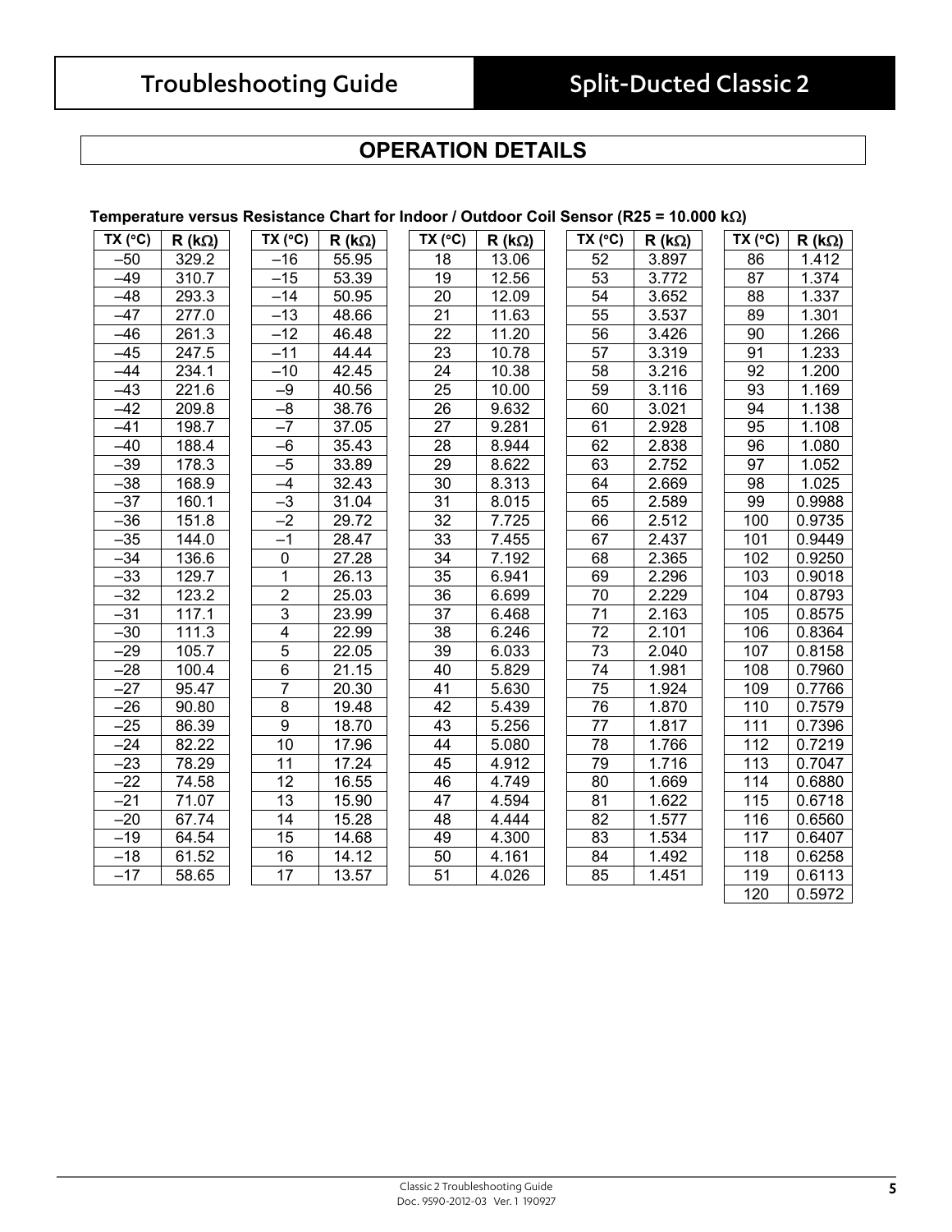## OPERATION DETAILS

**Temperature versus Resistance Chart for Indoor / Outdoor Coil Sensor (R25 = 10.000 kΩ)**

| TX (°C) | R (kΩ) | TX (°C) | R (kΩ) | TX (°C) | R (kΩ) | TX (°C) | R (kΩ) | TX (°C) | R (kΩ) |
|---|---|---|---|---|---|---|---|---|---|
| –50 | 329.2 | –16 | 55.95 | 18 | 13.06 | 52 | 3.897 | 86 | 1.412 |
| –49 | 310.7 | –15 | 53.39 | 19 | 12.56 | 53 | 3.772 | 87 | 1.374 |
| –48 | 293.3 | –14 | 50.95 | 20 | 12.09 | 54 | 3.652 | 88 | 1.337 |
| –47 | 277.0 | –13 | 48.66 | 21 | 11.63 | 55 | 3.537 | 89 | 1.301 |
| –46 | 261.3 | –12 | 46.48 | 22 | 11.20 | 56 | 3.426 | 90 | 1.266 |
| –45 | 247.5 | –11 | 44.44 | 23 | 10.78 | 57 | 3.319 | 91 | 1.233 |
| –44 | 234.1 | –10 | 42.45 | 24 | 10.38 | 58 | 3.216 | 92 | 1.200 |
| –43 | 221.6 | –9 | 40.56 | 25 | 10.00 | 59 | 3.116 | 93 | 1.169 |
| –42 | 209.8 | –8 | 38.76 | 26 | 9.632 | 60 | 3.021 | 94 | 1.138 |
| –41 | 198.7 | –7 | 37.05 | 27 | 9.281 | 61 | 2.928 | 95 | 1.108 |
| –40 | 188.4 | –6 | 35.43 | 28 | 8.944 | 62 | 2.838 | 96 | 1.080 |
| –39 | 178.3 | –5 | 33.89 | 29 | 8.622 | 63 | 2.752 | 97 | 1.052 |
| –38 | 168.9 | –4 | 32.43 | 30 | 8.313 | 64 | 2.669 | 98 | 1.025 |
| –37 | 160.1 | –3 | 31.04 | 31 | 8.015 | 65 | 2.589 | 99 | 0.9988 |
| –36 | 151.8 | –2 | 29.72 | 32 | 7.725 | 66 | 2.512 | 100 | 0.9735 |
| –35 | 144.0 | –1 | 28.47 | 33 | 7.455 | 67 | 2.437 | 101 | 0.9449 |
| –34 | 136.6 | 0 | 27.28 | 34 | 7.192 | 68 | 2.365 | 102 | 0.9250 |
| –33 | 129.7 | 1 | 26.13 | 35 | 6.941 | 69 | 2.296 | 103 | 0.9018 |
| –32 | 123.2 | 2 | 25.03 | 36 | 6.699 | 70 | 2.229 | 104 | 0.8793 |
| –31 | 117.1 | 3 | 23.99 | 37 | 6.468 | 71 | 2.163 | 105 | 0.8575 |
| –30 | 111.3 | 4 | 22.99 | 38 | 6.246 | 72 | 2.101 | 106 | 0.8364 |
| –29 | 105.7 | 5 | 22.05 | 39 | 6.033 | 73 | 2.040 | 107 | 0.8158 |
| –28 | 100.4 | 6 | 21.15 | 40 | 5.829 | 74 | 1.981 | 108 | 0.7960 |
| –27 | 95.47 | 7 | 20.30 | 41 | 5.630 | 75 | 1.924 | 109 | 0.7766 |
| –26 | 90.80 | 8 | 19.48 | 42 | 5.439 | 76 | 1.870 | 110 | 0.7579 |
| –25 | 86.39 | 9 | 18.70 | 43 | 5.256 | 77 | 1.817 | 111 | 0.7396 |
| –24 | 82.22 | 10 | 17.96 | 44 | 5.080 | 78 | 1.766 | 112 | 0.7219 |
| –23 | 78.29 | 11 | 17.24 | 45 | 4.912 | 79 | 1.716 | 113 | 0.7047 |
| –22 | 74.58 | 12 | 16.55 | 46 | 4.749 | 80 | 1.669 | 114 | 0.6880 |
| –21 | 71.07 | 13 | 15.90 | 47 | 4.594 | 81 | 1.622 | 115 | 0.6718 |
| –20 | 67.74 | 14 | 15.28 | 48 | 4.444 | 82 | 1.577 | 116 | 0.6560 |
| –19 | 64.54 | 15 | 14.68 | 49 | 4.300 | 83 | 1.534 | 117 | 0.6407 |
| –18 | 61.52 | 16 | 14.12 | 50 | 4.161 | 84 | 1.492 | 118 | 0.6258 |
| –17 | 58.65 | 17 | 13.57 | 51 | 4.026 | 85 | 1.451 | 119 | 0.6113 |
| | | | | | | | | 120 | 0.5972 |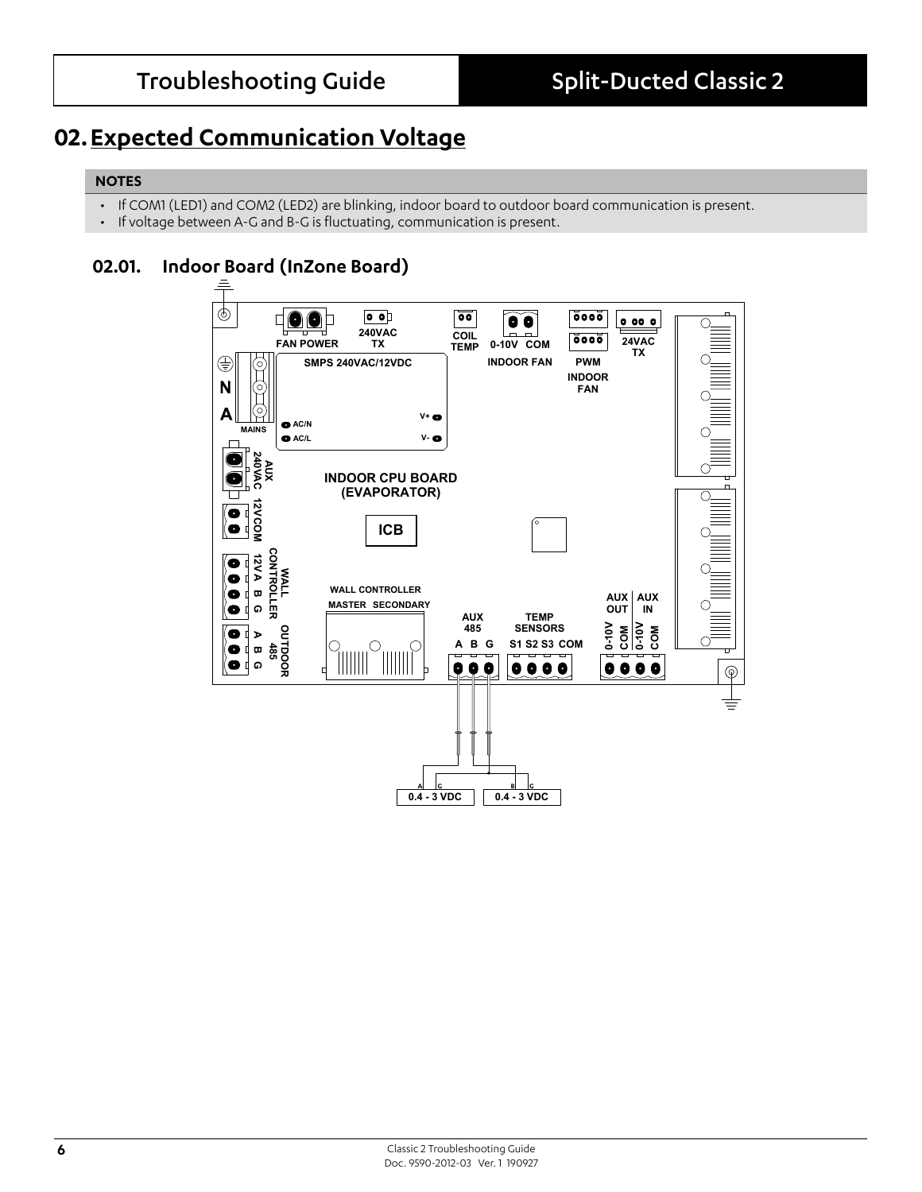## 02. Expected Communication Voltage

**NOTES**

- If COM1 (LED1) and COM2 (LED2) are blinking, indoor board to outdoor board communication is present.
- If voltage between A-G and B-G is fluctuating, communication is present.

### 02.01. Indoor Board (InZone Board)

FAN POWER | 240VAC TX | COIL TEMP | 0-10V COM INDOOR FAN | PWM INDOOR FAN | 24VAC TX

SMPS 240VAC/12VDC | AC/N | AC/L | V+ | V-

MAINS | N | A

AUX 240VAC | 12V COM | WALL CONTROLLER 12V A B G | OUTDOOR 485 A B G

INDOOR CPU BOARD (EVAPORATOR)

ICB

WALL CONTROLLER MASTER SECONDARY

AUX 485 A B G | TEMP SENSORS S1 S2 S3 COM | AUX OUT 0-10V COM | AUX IN 0-10V COM

A G: 0.4 - 3 VDC

B G: 0.4 - 3 VDC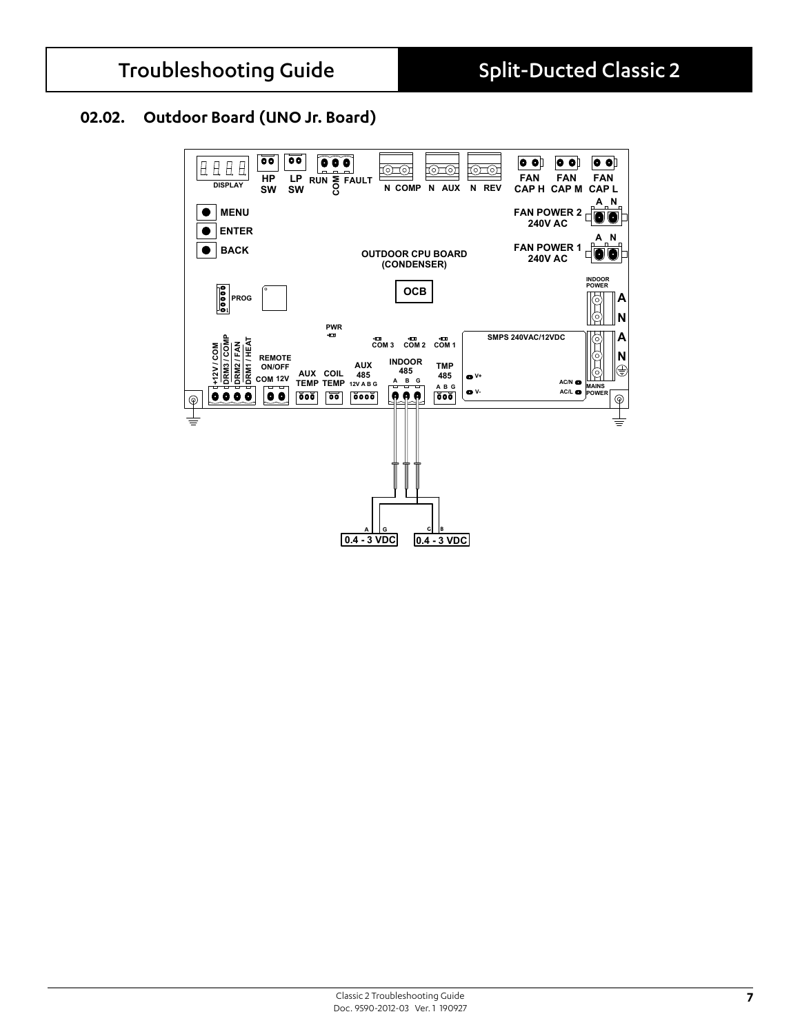## 02.02. Outdoor Board (UNO Jr. Board)

DISPLAY

HP SW

LP SW

RUN

COM

FAULT

N COMP

N AUX

N REV

FAN CAP H

FAN CAP M

FAN CAP L

MENU

ENTER

BACK

A N

FAN POWER 2 240V AC

A N

FAN POWER 1 240V AC

OUTDOOR CPU BOARD (CONDENSER)

OCB

PROG

INDOOR POWER

A

N

A

N

PWR

COM 3

COM 2

COM 1

SMPS 240VAC/12VDC

+12V / COM

DRM3 / COMP

DRM2 / FAN

DRM1 / HEAT

REMOTE ON/OFF

COM 12V

AUX TEMP

COIL TEMP

AUX 485

12V A B G

INDOOR 485

A B G

TMP 485

A B G

V+

V-

AC/N

AC/L

MAINS POWER

A G

0.4 - 3 VDC

G B

0.4 - 3 VDC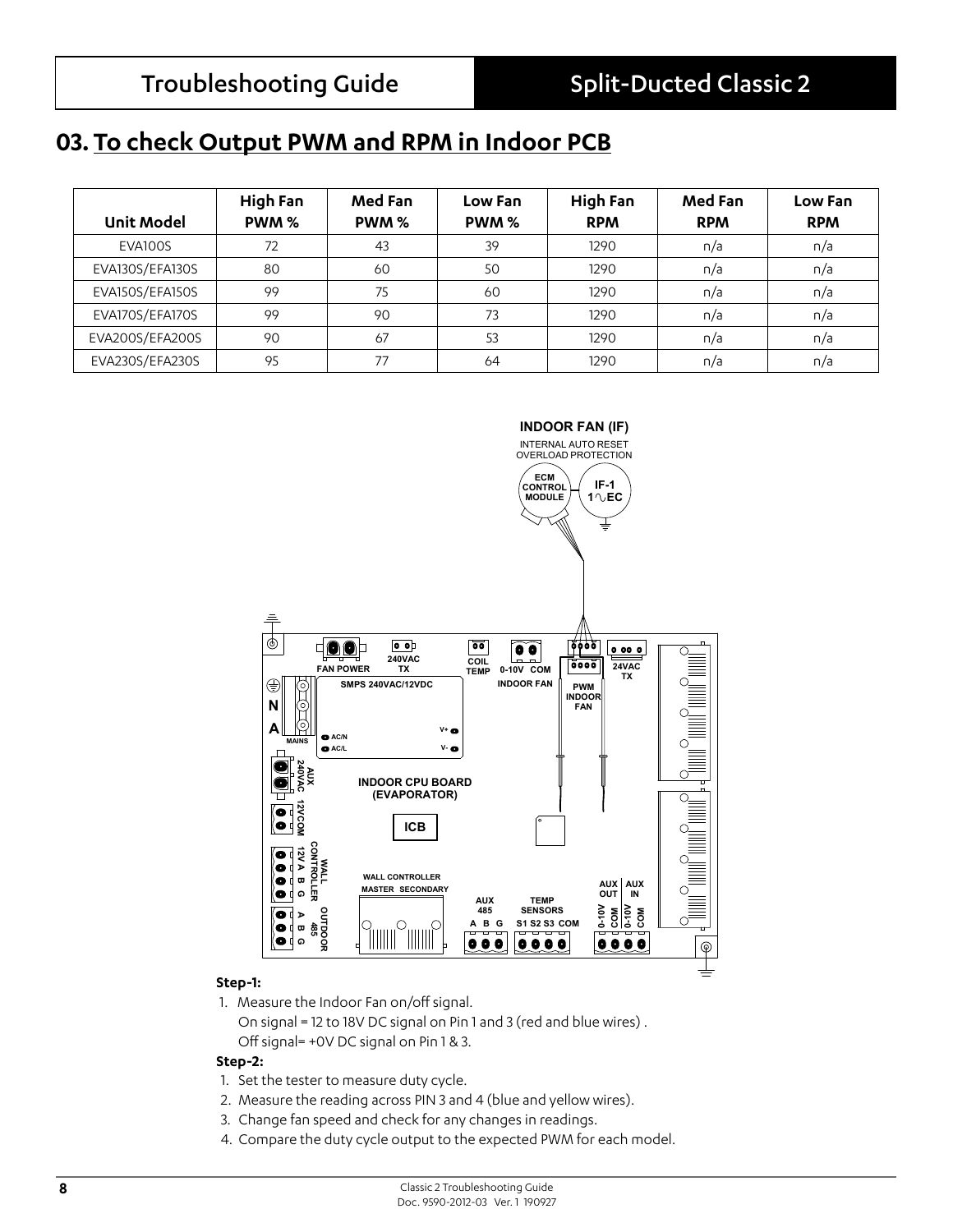## 03. To check Output PWM and RPM in Indoor PCB

| Unit Model | High Fan PWM % | Med Fan PWM % | Low Fan PWM % | High Fan RPM | Med Fan RPM | Low Fan RPM |
|---|---|---|---|---|---|---|
| EVA100S | 72 | 43 | 39 | 1290 | n/a | n/a |
| EVA130S/EFA130S | 80 | 60 | 50 | 1290 | n/a | n/a |
| EVA150S/EFA150S | 99 | 75 | 60 | 1290 | n/a | n/a |
| EVA170S/EFA170S | 99 | 90 | 73 | 1290 | n/a | n/a |
| EVA200S/EFA200S | 90 | 67 | 53 | 1290 | n/a | n/a |
| EVA230S/EFA230S | 95 | 77 | 64 | 1290 | n/a | n/a |

**Step-1:**

1. Measure the Indoor Fan on/off signal.
   On signal = 12 to 18V DC signal on Pin 1 and 3 (red and blue wires) .
   Off signal= +0V DC signal on Pin 1 & 3.

**Step-2:**

1. Set the tester to measure duty cycle.
2. Measure the reading across PIN 3 and 4 (blue and yellow wires).
3. Change fan speed and check for any changes in readings.
4. Compare the duty cycle output to the expected PWM for each model.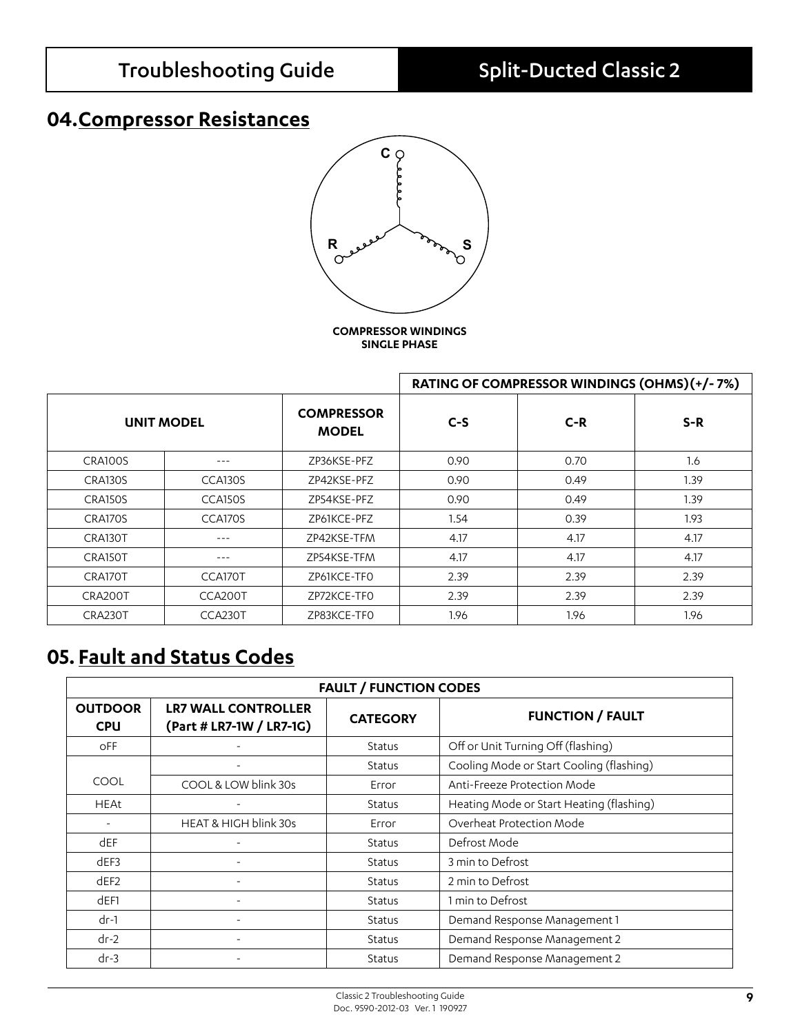## 04. Compressor Resistances

C

R S

**COMPRESSOR WINDINGS SINGLE PHASE**

| UNIT MODEL | | COMPRESSOR MODEL | RATING OF COMPRESSOR WINDINGS (OHMS)(+/- 7%) | | |
|---|---|---|---|---|---|
| | | | C-S | C-R | S-R |
| CRA100S | --- | ZP36KSE-PFZ | 0.90 | 0.70 | 1.6 |
| CRA130S | CCA130S | ZP42KSE-PFZ | 0.90 | 0.49 | 1.39 |
| CRA150S | CCA150S | ZP54KSE-PFZ | 0.90 | 0.49 | 1.39 |
| CRA170S | CCA170S | ZP61KCE-PFZ | 1.54 | 0.39 | 1.93 |
| CRA130T | --- | ZP42KSE-TFM | 4.17 | 4.17 | 4.17 |
| CRA150T | --- | ZP54KSE-TFM | 4.17 | 4.17 | 4.17 |
| CRA170T | CCA170T | ZP61KCE-TF0 | 2.39 | 2.39 | 2.39 |
| CRA200T | CCA200T | ZP72KCE-TF0 | 2.39 | 2.39 | 2.39 |
| CRA230T | CCA230T | ZP83KCE-TF0 | 1.96 | 1.96 | 1.96 |

## 05. Fault and Status Codes

| FAULT / FUNCTION CODES | | | |
|---|---|---|---|
| **OUTDOOR CPU** | **LR7 WALL CONTROLLER (Part # LR7-1W / LR7-1G)** | **CATEGORY** | **FUNCTION / FAULT** |
| oFF | - | Status | Off or Unit Turning Off (flashing) |
| COOL | - | Status | Cooling Mode or Start Cooling (flashing) |
| | COOL & LOW blink 30s | Error | Anti-Freeze Protection Mode |
| HEAt | - | Status | Heating Mode or Start Heating (flashing) |
| - | HEAT & HIGH blink 30s | Error | Overheat Protection Mode |
| dEF | - | Status | Defrost Mode |
| dEF3 | - | Status | 3 min to Defrost |
| dEF2 | - | Status | 2 min to Defrost |
| dEF1 | - | Status | 1 min to Defrost |
| dr-1 | - | Status | Demand Response Management 1 |
| dr-2 | - | Status | Demand Response Management 2 |
| dr-3 | - | Status | Demand Response Management 2 |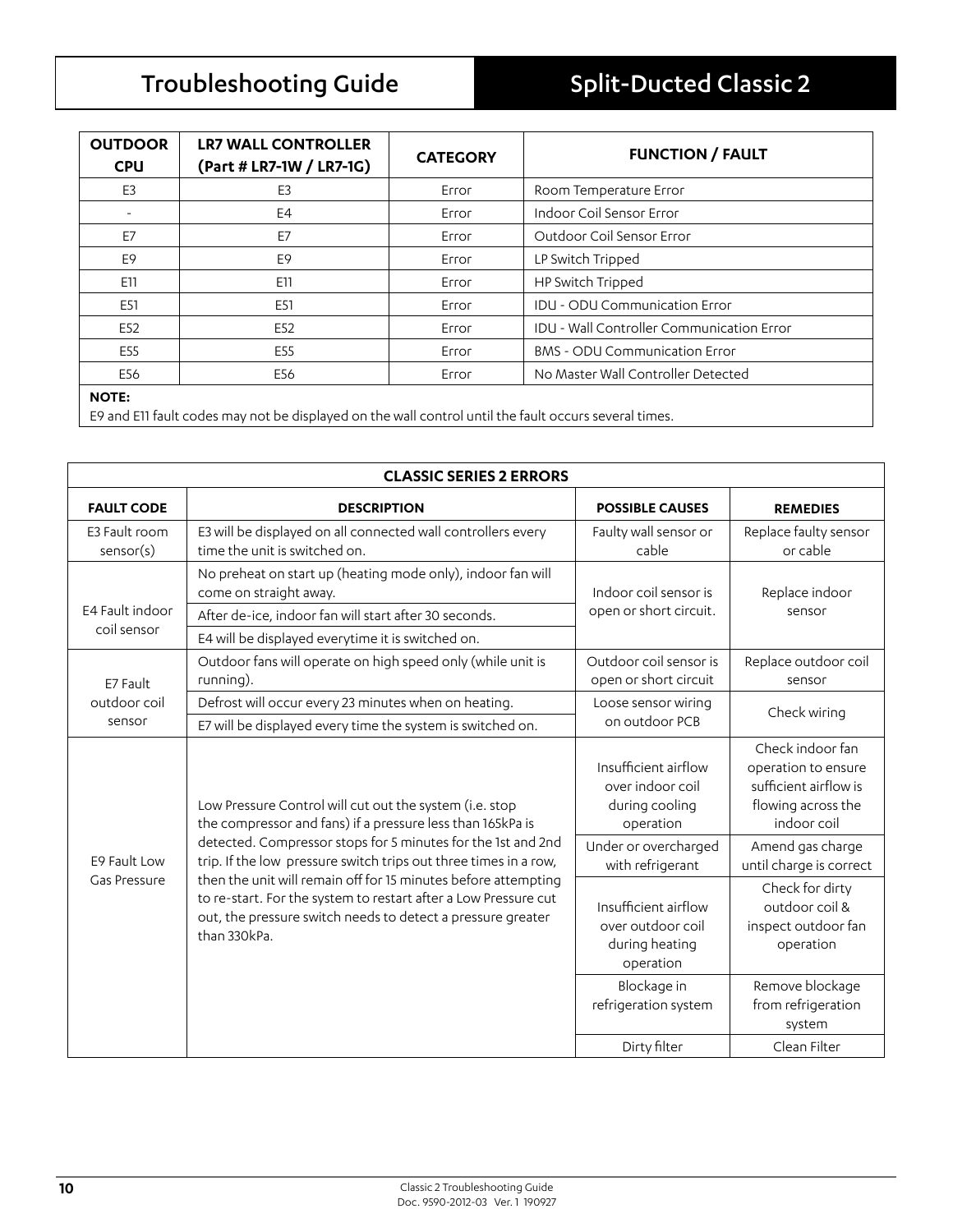| OUTDOOR CPU | LR7 WALL CONTROLLER (Part # LR7-1W / LR7-1G) | CATEGORY | FUNCTION / FAULT |
|---|---|---|---|
| E3 | E3 | Error | Room Temperature Error |
| - | E4 | Error | Indoor Coil Sensor Error |
| E7 | E7 | Error | Outdoor Coil Sensor Error |
| E9 | E9 | Error | LP Switch Tripped |
| E11 | E11 | Error | HP Switch Tripped |
| E51 | E51 | Error | IDU - ODU Communication Error |
| E52 | E52 | Error | IDU - Wall Controller Communication Error |
| E55 | E55 | Error | BMS - ODU Communication Error |
| E56 | E56 | Error | No Master Wall Controller Detected |

**NOTE:**
E9 and E11 fault codes may not be displayed on the wall control until the fault occurs several times.

| CLASSIC SERIES 2 ERRORS | | | |
|---|---|---|---|
| **FAULT CODE** | **DESCRIPTION** | **POSSIBLE CAUSES** | **REMEDIES** |
| E3 Fault room sensor(s) | E3 will be displayed on all connected wall controllers every time the unit is switched on. | Faulty wall sensor or cable | Replace faulty sensor or cable |
| E4 Fault indoor coil sensor | No preheat on start up (heating mode only), indoor fan will come on straight away. | Indoor coil sensor is open or short circuit. | Replace indoor sensor |
| | After de-ice, indoor fan will start after 30 seconds. | | |
| | E4 will be displayed everytime it is switched on. | | |
| E7 Fault outdoor coil sensor | Outdoor fans will operate on high speed only (while unit is running). | Outdoor coil sensor is open or short circuit | Replace outdoor coil sensor |
| | Defrost will occur every 23 minutes when on heating. | Loose sensor wiring on outdoor PCB | Check wiring |
| | E7 will be displayed every time the system is switched on. | | |
| E9 Fault Low Gas Pressure | Low Pressure Control will cut out the system (i.e. stop the compressor and fans) if a pressure less than 165kPa is detected. Compressor stops for 5 minutes for the 1st and 2nd trip. If the low pressure switch trips out three times in a row, then the unit will remain off for 15 minutes before attempting to re-start. For the system to restart after a Low Pressure cut out, the pressure switch needs to detect a pressure greater than 330kPa. | Insufficient airflow over indoor coil during cooling operation | Check indoor fan operation to ensure sufficient airflow is flowing across the indoor coil |
| | | Under or overcharged with refrigerant | Amend gas charge until charge is correct |
| | | Insufficient airflow over outdoor coil during heating operation | Check for dirty outdoor coil & inspect outdoor fan operation |
| | | Blockage in refrigeration system | Remove blockage from refrigeration system |
| | | Dirty filter | Clean Filter |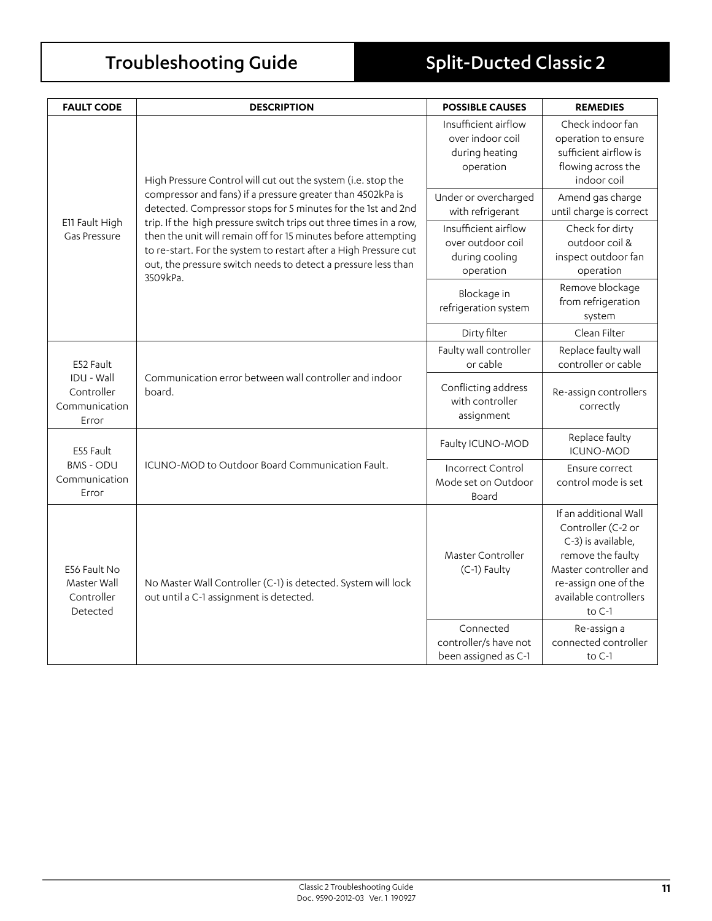# Troubleshooting Guide

# Split-Ducted Classic 2

| FAULT CODE | DESCRIPTION | POSSIBLE CAUSES | REMEDIES |
| --- | --- | --- | --- |
| E11 Fault High Gas Pressure | High Pressure Control will cut out the system (i.e. stop the compressor and fans) if a pressure greater than 4502kPa is detected. Compressor stops for 5 minutes for the 1st and 2nd trip. If the high pressure switch trips out three times in a row, then the unit will remain off for 15 minutes before attempting to re-start. For the system to restart after a High Pressure cut out, the pressure switch needs to detect a pressure less than 3509kPa. | Insufficient airflow over indoor coil during heating operation | Check indoor fan operation to ensure sufficient airflow is flowing across the indoor coil |
| | | Under or overcharged with refrigerant | Amend gas charge until charge is correct |
| | | Insufficient airflow over outdoor coil during cooling operation | Check for dirty outdoor coil & inspect outdoor fan operation |
| | | Blockage in refrigeration system | Remove blockage from refrigeration system |
| | | Dirty filter | Clean Filter |
| E52 Fault IDU - Wall Controller Communication Error | Communication error between wall controller and indoor board. | Faulty wall controller or cable | Replace faulty wall controller or cable |
| | | Conflicting address with controller assignment | Re-assign controllers correctly |
| E55 Fault BMS - ODU Communication Error | ICUNO-MOD to Outdoor Board Communication Fault. | Faulty ICUNO-MOD | Replace faulty ICUNO-MOD |
| | | Incorrect Control Mode set on Outdoor Board | Ensure correct control mode is set |
| E56 Fault No Master Wall Controller Detected | No Master Wall Controller (C-1) is detected. System will lock out until a C-1 assignment is detected. | Master Controller (C-1) Faulty | If an additional Wall Controller (C-2 or C-3) is available, remove the faulty Master controller and re-assign one of the available controllers to C-1 |
| | | Connected controller/s have not been assigned as C-1 | Re-assign a connected controller to C-1 |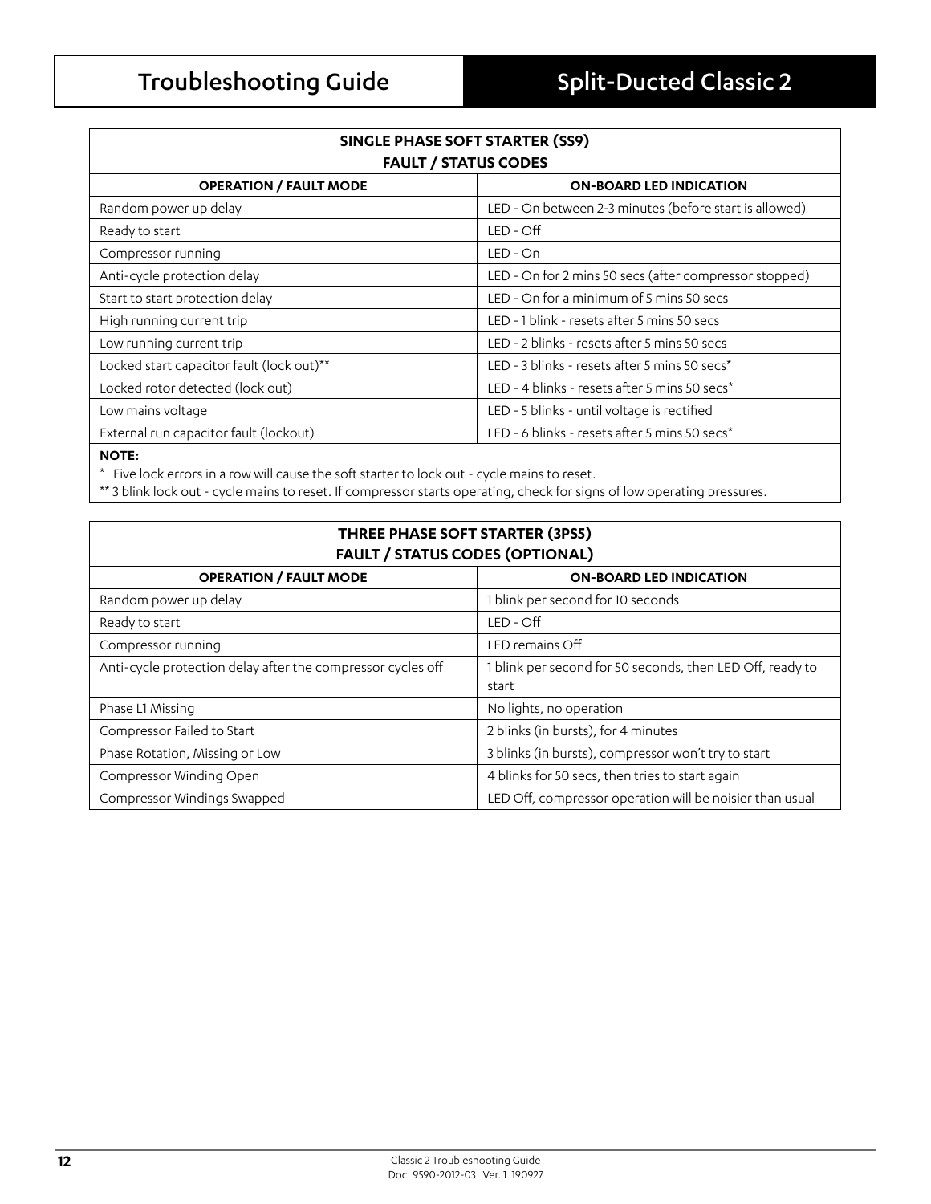| SINGLE PHASE SOFT STARTER (SS9)<br>FAULT / STATUS CODES | |
|---|---|
| **OPERATION / FAULT MODE** | **ON-BOARD LED INDICATION** |
| Random power up delay | LED - On between 2-3 minutes (before start is allowed) |
| Ready to start | LED - Off |
| Compressor running | LED - On |
| Anti-cycle protection delay | LED - On for 2 mins 50 secs (after compressor stopped) |
| Start to start protection delay | LED - On for a minimum of 5 mins 50 secs |
| High running current trip | LED - 1 blink - resets after 5 mins 50 secs |
| Low running current trip | LED - 2 blinks - resets after 5 mins 50 secs |
| Locked start capacitor fault (lock out)** | LED - 3 blinks - resets after 5 mins 50 secs* |
| Locked rotor detected (lock out) | LED - 4 blinks - resets after 5 mins 50 secs* |
| Low mains voltage | LED - 5 blinks - until voltage is rectified |
| External run capacitor fault (lockout) | LED - 6 blinks - resets after 5 mins 50 secs* |

**NOTE:**

* Five lock errors in a row will cause the soft starter to lock out - cycle mains to reset.

** 3 blink lock out - cycle mains to reset. If compressor starts operating, check for signs of low operating pressures.

| THREE PHASE SOFT STARTER (3PS5)<br>FAULT / STATUS CODES (OPTIONAL) | |
|---|---|
| **OPERATION / FAULT MODE** | **ON-BOARD LED INDICATION** |
| Random power up delay | 1 blink per second for 10 seconds |
| Ready to start | LED - Off |
| Compressor running | LED remains Off |
| Anti-cycle protection delay after the compressor cycles off | 1 blink per second for 50 seconds, then LED Off, ready to start |
| Phase L1 Missing | No lights, no operation |
| Compressor Failed to Start | 2 blinks (in bursts), for 4 minutes |
| Phase Rotation, Missing or Low | 3 blinks (in bursts), compressor won't try to start |
| Compressor Winding Open | 4 blinks for 50 secs, then tries to start again |
| Compressor Windings Swapped | LED Off, compressor operation will be noisier than usual |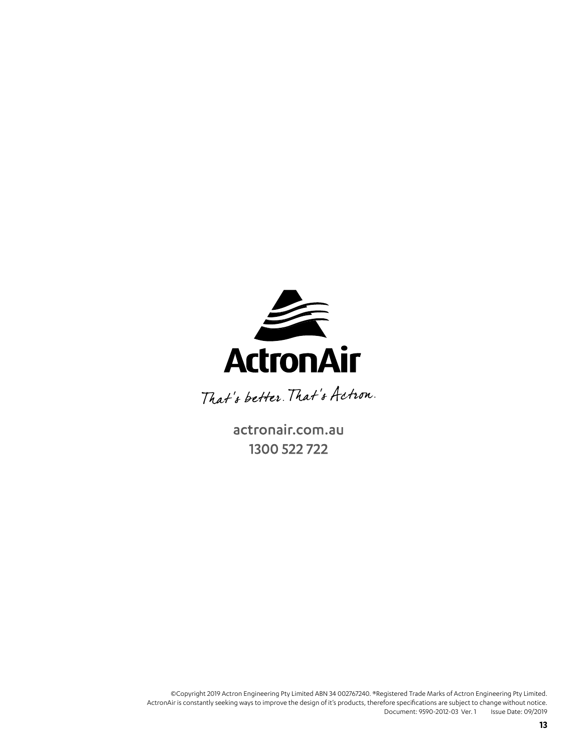ActronAir

That's better. That's Actron.

actronair.com.au
1300 522 722

©Copyright 2019 Actron Engineering Pty Limited ABN 34 002767240. ®Registered Trade Marks of Actron Engineering Pty Limited.
ActronAir is constantly seeking ways to improve the design of it's products, therefore specifications are subject to change without notice.
Document: 9590-2012-03 Ver. 1 Issue Date: 09/2019